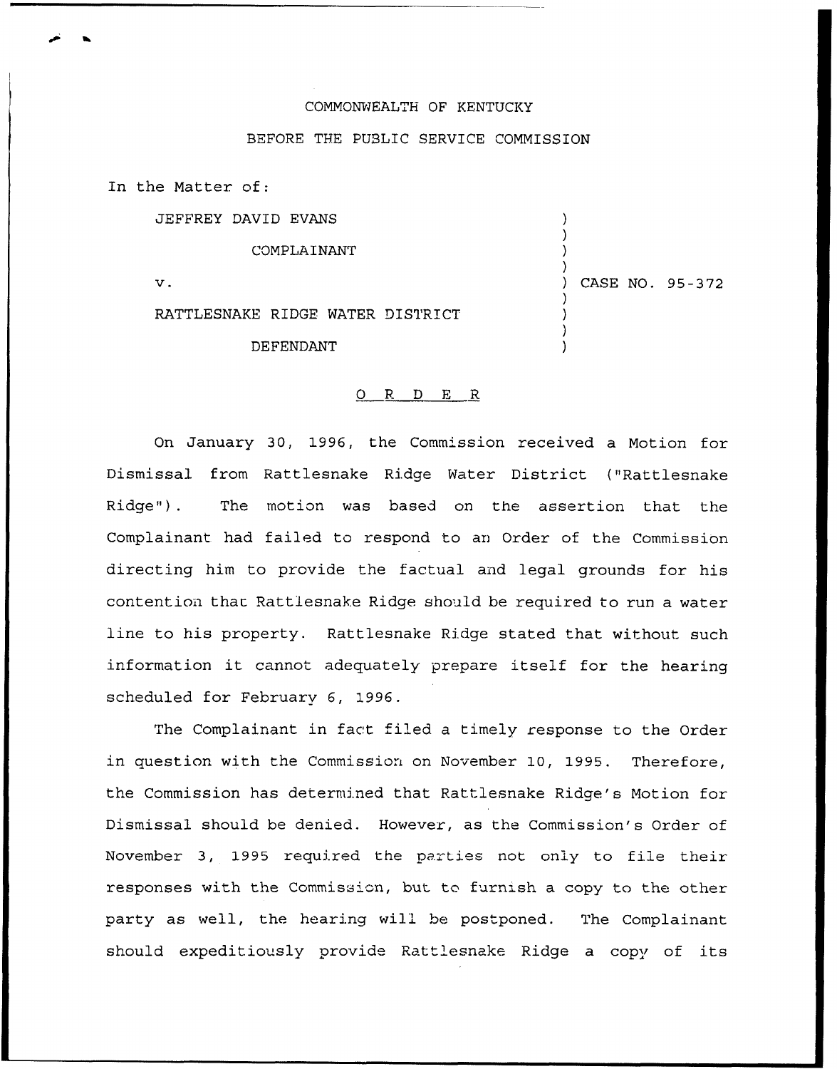COMMONWEALTH OF KENTUCKY

BEFORE THE PUBLIC SERVICE COMMISSION

In the Matter of:

JEFFREY DAVID EVANS

COMPLAINANT

v.

RATTLESNAKE RIDGE WATER DISTRICT

DEFENDANT

) CASE NO. 95-372

## O R D E R

On January 30, 1996, the Commission received a Motion for Dismissal from Rattlesnake Ridge Water District ("Rattlesnake Ridge"). The motion was based on the assertion that the Complainant had failed to respond to an Order of the Commission directing him to provide the factual and legal grounds for his contention that Rattlesnake Ridge should be required to run a water line to his property. Rattlesnake Ridge stated that without such information it cannot adequately prepare itself for the hearing scheduled for February 6, 1996.

The Complainant in fact filed a timely response to the Order in question with the Commission on November 10, 1995. Therefore, the Commission has determined that Rattlesnake Ridge's Motion for Dismissal should be denied. However, as the Commission's Order of November 3, 1995 required the parties not only to file their responses with the Commission, but to furnish a copy to the other party as well, the hearing will be postponed. The Complainant should expeditiously provide Rattlesnake Ridge a copy of its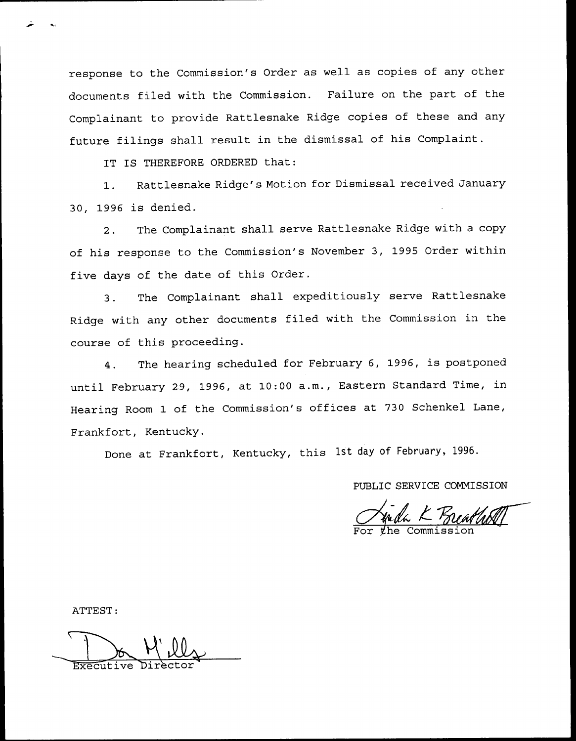response to the Commission's Order as well as copies of any other documents filed with the Commission. Failure on the part of the Complainant to provide Rattlesnake Ridge copies of these and any future filings shall result in the dismissal of his Complaint.

IT IS THEREFORE ORDERED that:

1. Rattlesnake Ridge's Motion for Dismissal received January 30, 1996 is denied.

2. The Complainant shall serve Rattlesnake Ridge with a copy of his response to the Commission's November 3, 1995 Order within five days of the date of this Order.

3. The Complainant shall expeditiously serve Rattlesnake Ridge with any other documents filed with the Commission in the course of this proceeding.

4. The hearing scheduled for February 6, 1996, is postponed until February 29, 1996, at 10:00 a.m., Eastern Standard Time, in Hearing Room 1 of the Commission's offices at 730 Schenkel Lane, Frankfort, Kentucky.

Done at Frankfort, Kentucky, this 1st day of February, 1996.

PUBLIC SERVICE COMMISSION

For the Commission

ATTEST:

Executive Director